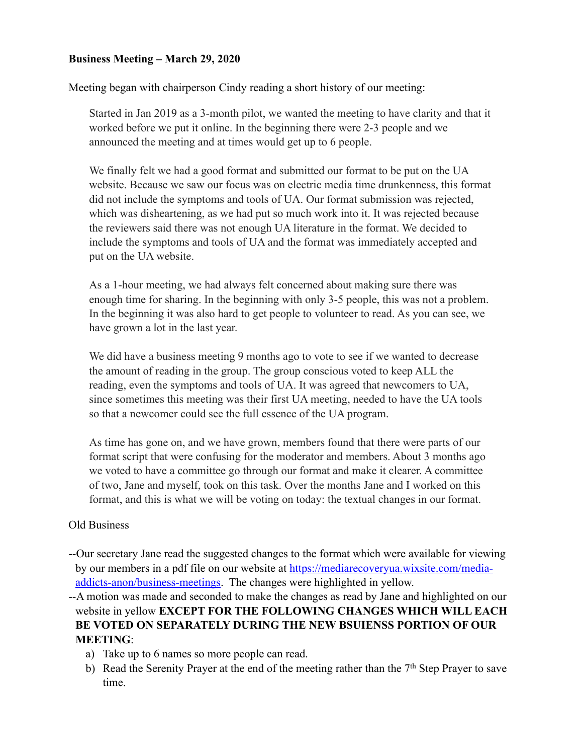**Business Meeting – March 29, 2020**

Meeting began with chairperson Cindy reading a short history of our meeting:

> Started in Jan 2019 as a 3-month pilot, we wanted the meeting to have clarity and that it worked before we put it online. In the beginning there were 2-3 people and we announced the meeting and at times would get up to 6 people.
>
> We finally felt we had a good format and submitted our format to be put on the UA website. Because we saw our focus was on electric media time drunkenness, this format did not include the symptoms and tools of UA. Our format submission was rejected, which was disheartening, as we had put so much work into it. It was rejected because the reviewers said there was not enough UA literature in the format. We decided to include the symptoms and tools of UA and the format was immediately accepted and put on the UA website.
>
> As a 1-hour meeting, we had always felt concerned about making sure there was enough time for sharing. In the beginning with only 3-5 people, this was not a problem. In the beginning it was also hard to get people to volunteer to read. As you can see, we have grown a lot in the last year.
>
> We did have a business meeting 9 months ago to vote to see if we wanted to decrease the amount of reading in the group. The group conscious voted to keep ALL the reading, even the symptoms and tools of UA. It was agreed that newcomers to UA, since sometimes this meeting was their first UA meeting, needed to have the UA tools so that a newcomer could see the full essence of the UA program.
>
> As time has gone on, and we have grown, members found that there were parts of our format script that were confusing for the moderator and members. About 3 months ago we voted to have a committee go through our format and make it clearer. A committee of two, Jane and myself, took on this task. Over the months Jane and I worked on this format, and this is what we will be voting on today: the textual changes in our format.

Old Business

--Our secretary Jane read the suggested changes to the format which were available for viewing by our members in a pdf file on our website at [https://mediarecoveryua.wixsite.com/media-addicts-anon/business-meetings](https://mediarecoveryua.wixsite.com/media-addicts-anon/business-meetings). The changes were highlighted in yellow.

--A motion was made and seconded to make the changes as read by Jane and highlighted on our website in yellow **EXCEPT FOR THE FOLLOWING CHANGES WHICH WILL EACH BE VOTED ON SEPARATELY DURING THE NEW BSUIENSS PORTION OF OUR MEETING**:

a) Take up to 6 names so more people can read.
b) Read the Serenity Prayer at the end of the meeting rather than the 7th Step Prayer to save time.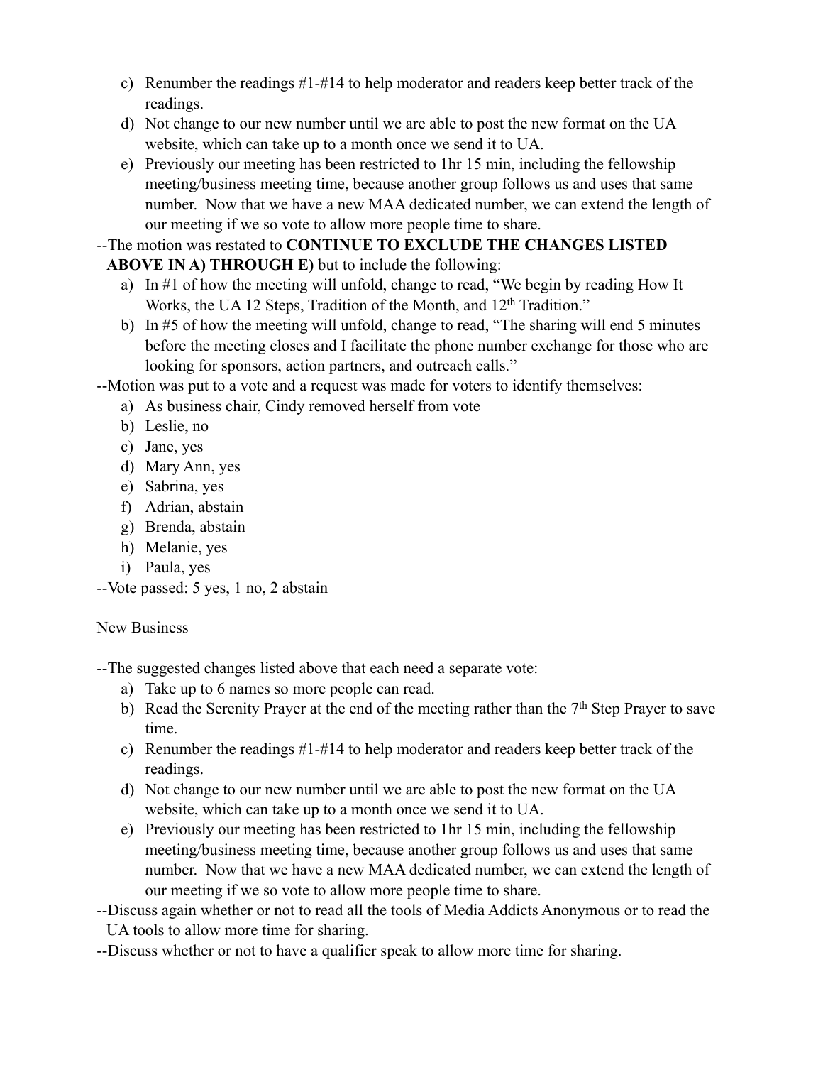c) Renumber the readings #1-#14 to help moderator and readers keep better track of the readings.
d) Not change to our new number until we are able to post the new format on the UA website, which can take up to a month once we send it to UA.
e) Previously our meeting has been restricted to 1hr 15 min, including the fellowship meeting/business meeting time, because another group follows us and uses that same number. Now that we have a new MAA dedicated number, we can extend the length of our meeting if we so vote to allow more people time to share.

--The motion was restated to **CONTINUE TO EXCLUDE THE CHANGES LISTED ABOVE IN A) THROUGH E)** but to include the following:

a) In #1 of how the meeting will unfold, change to read, "We begin by reading How It Works, the UA 12 Steps, Tradition of the Month, and 12th Tradition."
b) In #5 of how the meeting will unfold, change to read, "The sharing will end 5 minutes before the meeting closes and I facilitate the phone number exchange for those who are looking for sponsors, action partners, and outreach calls."

--Motion was put to a vote and a request was made for voters to identify themselves:

a) As business chair, Cindy removed herself from vote
b) Leslie, no
c) Jane, yes
d) Mary Ann, yes
e) Sabrina, yes
f) Adrian, abstain
g) Brenda, abstain
h) Melanie, yes
i) Paula, yes

--Vote passed: 5 yes, 1 no, 2 abstain

New Business

--The suggested changes listed above that each need a separate vote:

a) Take up to 6 names so more people can read.
b) Read the Serenity Prayer at the end of the meeting rather than the 7th Step Prayer to save time.
c) Renumber the readings #1-#14 to help moderator and readers keep better track of the readings.
d) Not change to our new number until we are able to post the new format on the UA website, which can take up to a month once we send it to UA.
e) Previously our meeting has been restricted to 1hr 15 min, including the fellowship meeting/business meeting time, because another group follows us and uses that same number. Now that we have a new MAA dedicated number, we can extend the length of our meeting if we so vote to allow more people time to share.

--Discuss again whether or not to read all the tools of Media Addicts Anonymous or to read the UA tools to allow more time for sharing.

--Discuss whether or not to have a qualifier speak to allow more time for sharing.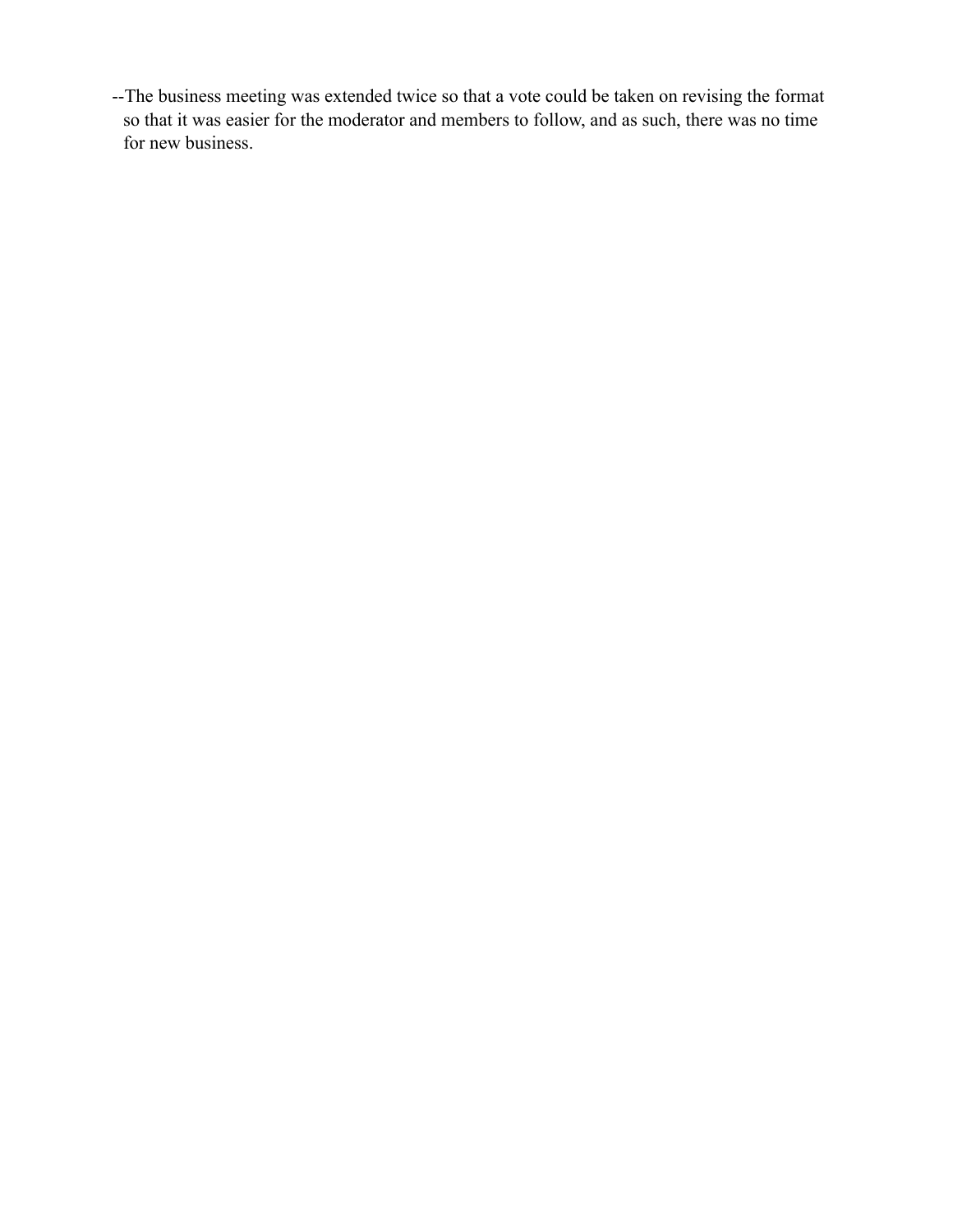--The business meeting was extended twice so that a vote could be taken on revising the format so that it was easier for the moderator and members to follow, and as such, there was no time for new business.